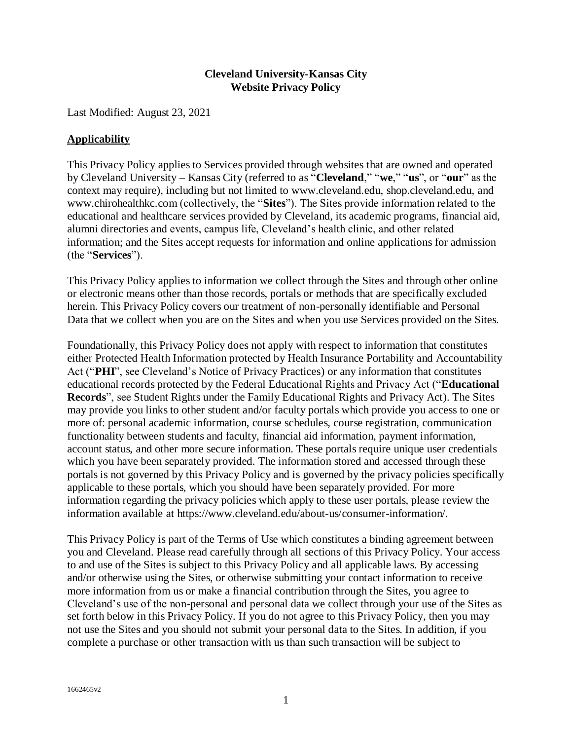# Cleveland University-Kansas City
# Website Privacy Policy

Last Modified: August 23, 2021

## Applicability

This Privacy Policy applies to Services provided through websites that are owned and operated by Cleveland University – Kansas City (referred to as "**Cleveland**," "**we**," "**us**", or "**our**" as the context may require), including but not limited to www.cleveland.edu, shop.cleveland.edu, and www.chirohealthkc.com (collectively, the "**Sites**"). The Sites provide information related to the educational and healthcare services provided by Cleveland, its academic programs, financial aid, alumni directories and events, campus life, Cleveland's health clinic, and other related information; and the Sites accept requests for information and online applications for admission (the "**Services**").

This Privacy Policy applies to information we collect through the Sites and through other online or electronic means other than those records, portals or methods that are specifically excluded herein. This Privacy Policy covers our treatment of non-personally identifiable and Personal Data that we collect when you are on the Sites and when you use Services provided on the Sites.

Foundationally, this Privacy Policy does not apply with respect to information that constitutes either Protected Health Information protected by Health Insurance Portability and Accountability Act ("**PHI**", see Cleveland's Notice of Privacy Practices) or any information that constitutes educational records protected by the Federal Educational Rights and Privacy Act ("**Educational Records**", see Student Rights under the Family Educational Rights and Privacy Act). The Sites may provide you links to other student and/or faculty portals which provide you access to one or more of: personal academic information, course schedules, course registration, communication functionality between students and faculty, financial aid information, payment information, account status, and other more secure information. These portals require unique user credentials which you have been separately provided. The information stored and accessed through these portals is not governed by this Privacy Policy and is governed by the privacy policies specifically applicable to these portals, which you should have been separately provided. For more information regarding the privacy policies which apply to these user portals, please review the information available at https://www.cleveland.edu/about-us/consumer-information/.

This Privacy Policy is part of the Terms of Use which constitutes a binding agreement between you and Cleveland. Please read carefully through all sections of this Privacy Policy. Your access to and use of the Sites is subject to this Privacy Policy and all applicable laws. By accessing and/or otherwise using the Sites, or otherwise submitting your contact information to receive more information from us or make a financial contribution through the Sites, you agree to Cleveland's use of the non-personal and personal data we collect through your use of the Sites as set forth below in this Privacy Policy. If you do not agree to this Privacy Policy, then you may not use the Sites and you should not submit your personal data to the Sites. In addition, if you complete a purchase or other transaction with us than such transaction will be subject to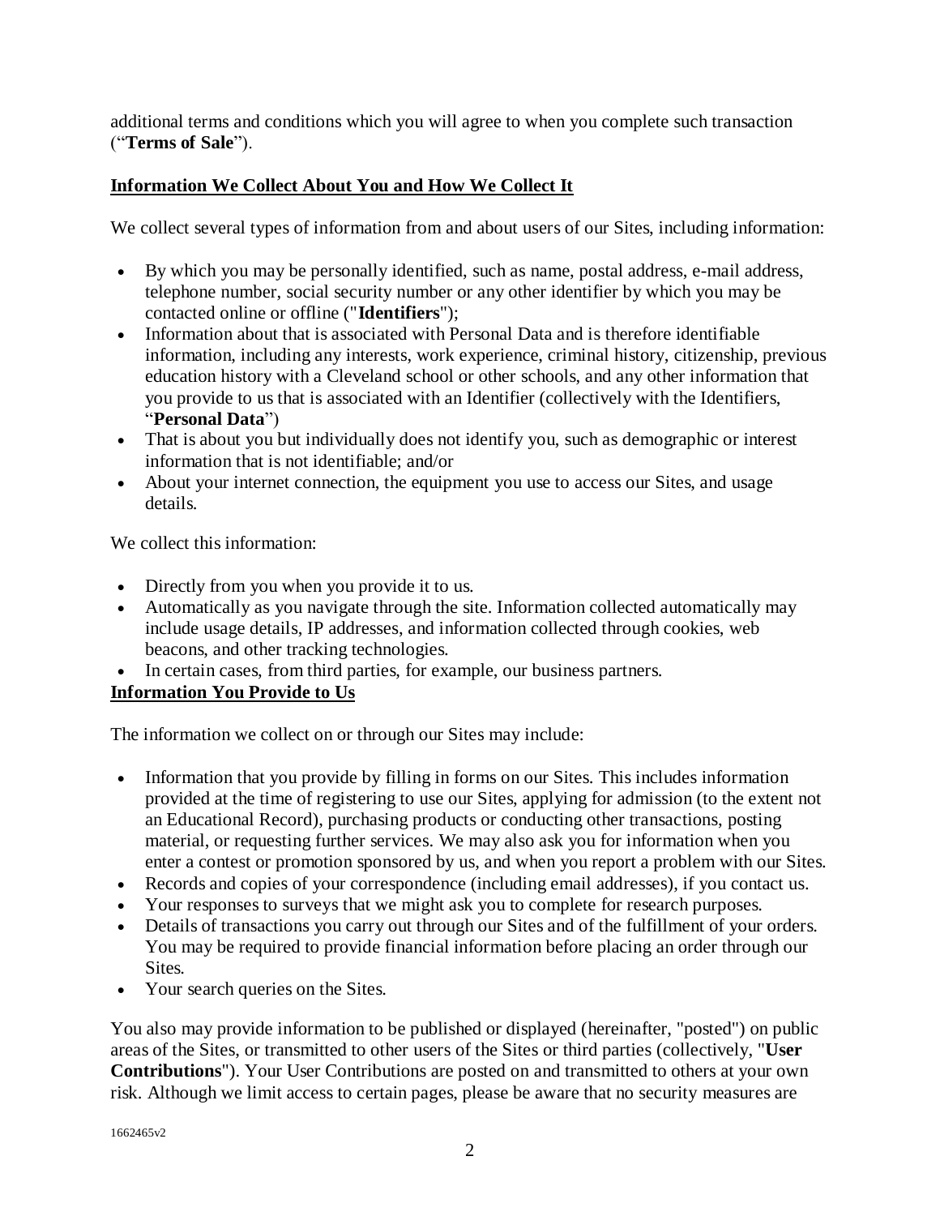additional terms and conditions which you will agree to when you complete such transaction ("**Terms of Sale**").

## Information We Collect About You and How We Collect It

We collect several types of information from and about users of our Sites, including information:

- By which you may be personally identified, such as name, postal address, e-mail address, telephone number, social security number or any other identifier by which you may be contacted online or offline ("**Identifiers**");
- Information about that is associated with Personal Data and is therefore identifiable information, including any interests, work experience, criminal history, citizenship, previous education history with a Cleveland school or other schools, and any other information that you provide to us that is associated with an Identifier (collectively with the Identifiers, "**Personal Data**")
- That is about you but individually does not identify you, such as demographic or interest information that is not identifiable; and/or
- About your internet connection, the equipment you use to access our Sites, and usage details.

We collect this information:

- Directly from you when you provide it to us.
- Automatically as you navigate through the site. Information collected automatically may include usage details, IP addresses, and information collected through cookies, web beacons, and other tracking technologies.
- In certain cases, from third parties, for example, our business partners.

## Information You Provide to Us

The information we collect on or through our Sites may include:

- Information that you provide by filling in forms on our Sites. This includes information provided at the time of registering to use our Sites, applying for admission (to the extent not an Educational Record), purchasing products or conducting other transactions, posting material, or requesting further services. We may also ask you for information when you enter a contest or promotion sponsored by us, and when you report a problem with our Sites.
- Records and copies of your correspondence (including email addresses), if you contact us.
- Your responses to surveys that we might ask you to complete for research purposes.
- Details of transactions you carry out through our Sites and of the fulfillment of your orders. You may be required to provide financial information before placing an order through our Sites.
- Your search queries on the Sites.

You also may provide information to be published or displayed (hereinafter, "posted") on public areas of the Sites, or transmitted to other users of the Sites or third parties (collectively, "**User Contributions**"). Your User Contributions are posted on and transmitted to others at your own risk. Although we limit access to certain pages, please be aware that no security measures are

1662465v2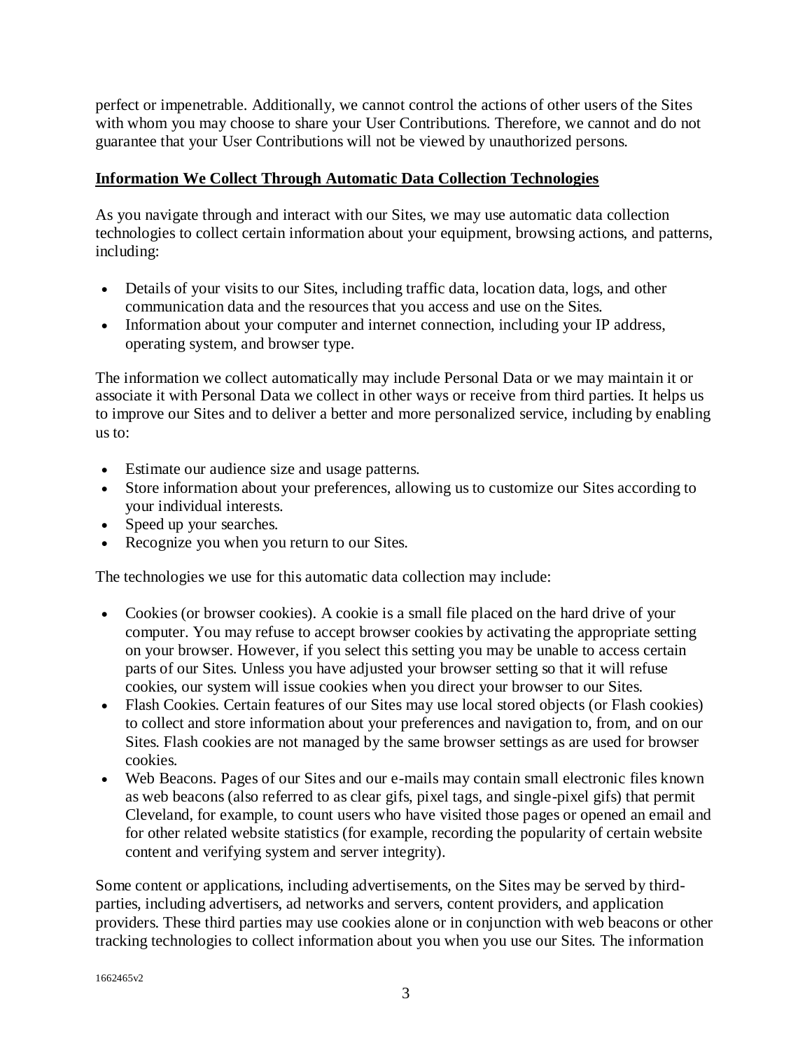perfect or impenetrable. Additionally, we cannot control the actions of other users of the Sites with whom you may choose to share your User Contributions. Therefore, we cannot and do not guarantee that your User Contributions will not be viewed by unauthorized persons.

**Information We Collect Through Automatic Data Collection Technologies**

As you navigate through and interact with our Sites, we may use automatic data collection technologies to collect certain information about your equipment, browsing actions, and patterns, including:

- Details of your visits to our Sites, including traffic data, location data, logs, and other communication data and the resources that you access and use on the Sites.
- Information about your computer and internet connection, including your IP address, operating system, and browser type.

The information we collect automatically may include Personal Data or we may maintain it or associate it with Personal Data we collect in other ways or receive from third parties. It helps us to improve our Sites and to deliver a better and more personalized service, including by enabling us to:

- Estimate our audience size and usage patterns.
- Store information about your preferences, allowing us to customize our Sites according to your individual interests.
- Speed up your searches.
- Recognize you when you return to our Sites.

The technologies we use for this automatic data collection may include:

- Cookies (or browser cookies). A cookie is a small file placed on the hard drive of your computer. You may refuse to accept browser cookies by activating the appropriate setting on your browser. However, if you select this setting you may be unable to access certain parts of our Sites. Unless you have adjusted your browser setting so that it will refuse cookies, our system will issue cookies when you direct your browser to our Sites.
- Flash Cookies. Certain features of our Sites may use local stored objects (or Flash cookies) to collect and store information about your preferences and navigation to, from, and on our Sites. Flash cookies are not managed by the same browser settings as are used for browser cookies.
- Web Beacons. Pages of our Sites and our e-mails may contain small electronic files known as web beacons (also referred to as clear gifs, pixel tags, and single-pixel gifs) that permit Cleveland, for example, to count users who have visited those pages or opened an email and for other related website statistics (for example, recording the popularity of certain website content and verifying system and server integrity).

Some content or applications, including advertisements, on the Sites may be served by third-parties, including advertisers, ad networks and servers, content providers, and application providers. These third parties may use cookies alone or in conjunction with web beacons or other tracking technologies to collect information about you when you use our Sites. The information

1662465v2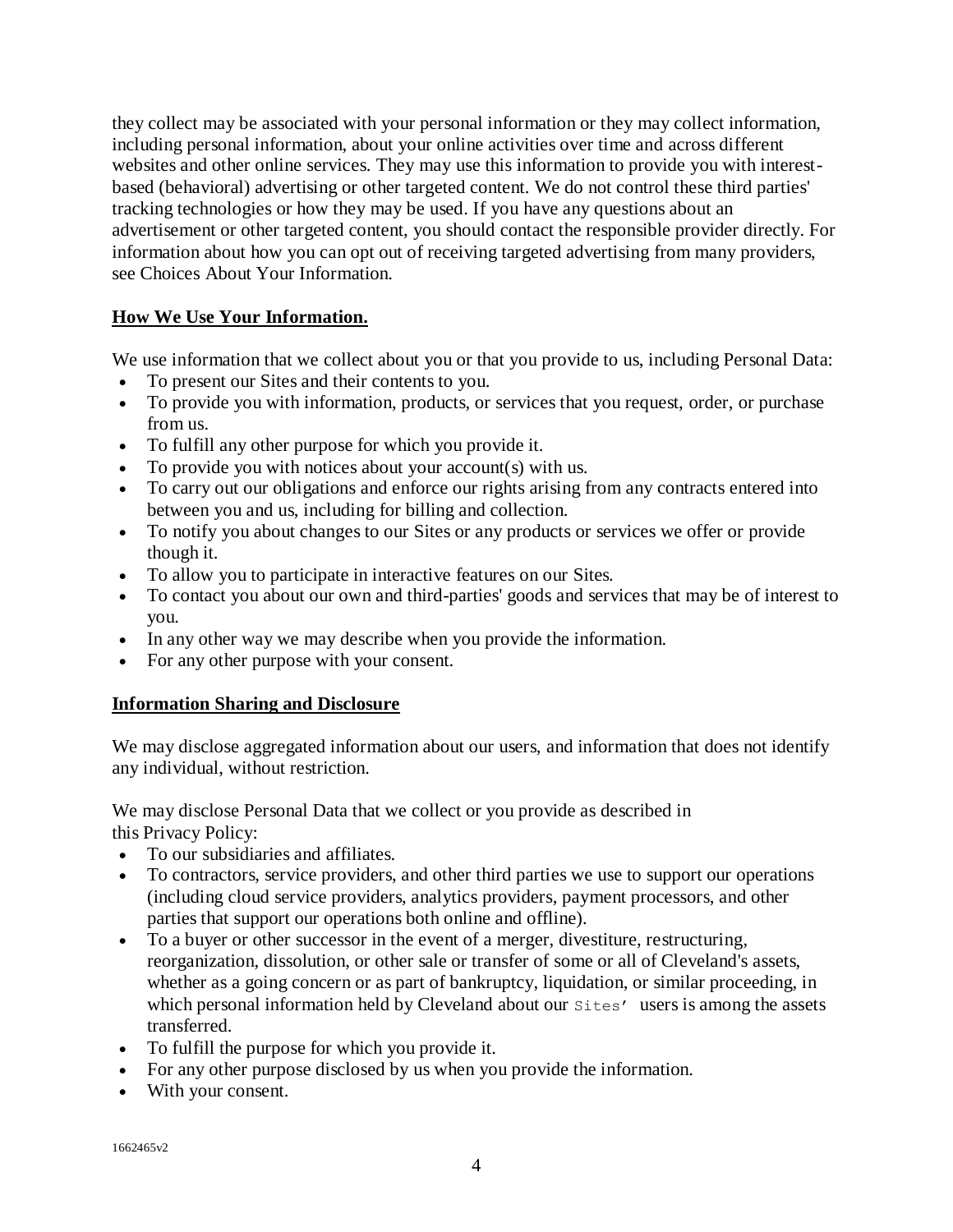they collect may be associated with your personal information or they may collect information, including personal information, about your online activities over time and across different websites and other online services. They may use this information to provide you with interest-based (behavioral) advertising or other targeted content. We do not control these third parties' tracking technologies or how they may be used. If you have any questions about an advertisement or other targeted content, you should contact the responsible provider directly. For information about how you can opt out of receiving targeted advertising from many providers, see Choices About Your Information.

**How We Use Your Information.**

We use information that we collect about you or that you provide to us, including Personal Data:

- To present our Sites and their contents to you.
- To provide you with information, products, or services that you request, order, or purchase from us.
- To fulfill any other purpose for which you provide it.
- To provide you with notices about your account(s) with us.
- To carry out our obligations and enforce our rights arising from any contracts entered into between you and us, including for billing and collection.
- To notify you about changes to our Sites or any products or services we offer or provide though it.
- To allow you to participate in interactive features on our Sites.
- To contact you about our own and third-parties' goods and services that may be of interest to you.
- In any other way we may describe when you provide the information.
- For any other purpose with your consent.

**Information Sharing and Disclosure**

We may disclose aggregated information about our users, and information that does not identify any individual, without restriction.

We may disclose Personal Data that we collect or you provide as described in this Privacy Policy:

- To our subsidiaries and affiliates.
- To contractors, service providers, and other third parties we use to support our operations (including cloud service providers, analytics providers, payment processors, and other parties that support our operations both online and offline).
- To a buyer or other successor in the event of a merger, divestiture, restructuring, reorganization, dissolution, or other sale or transfer of some or all of Cleveland's assets, whether as a going concern or as part of bankruptcy, liquidation, or similar proceeding, in which personal information held by Cleveland about our Sites' users is among the assets transferred.
- To fulfill the purpose for which you provide it.
- For any other purpose disclosed by us when you provide the information.
- With your consent.

1662465v2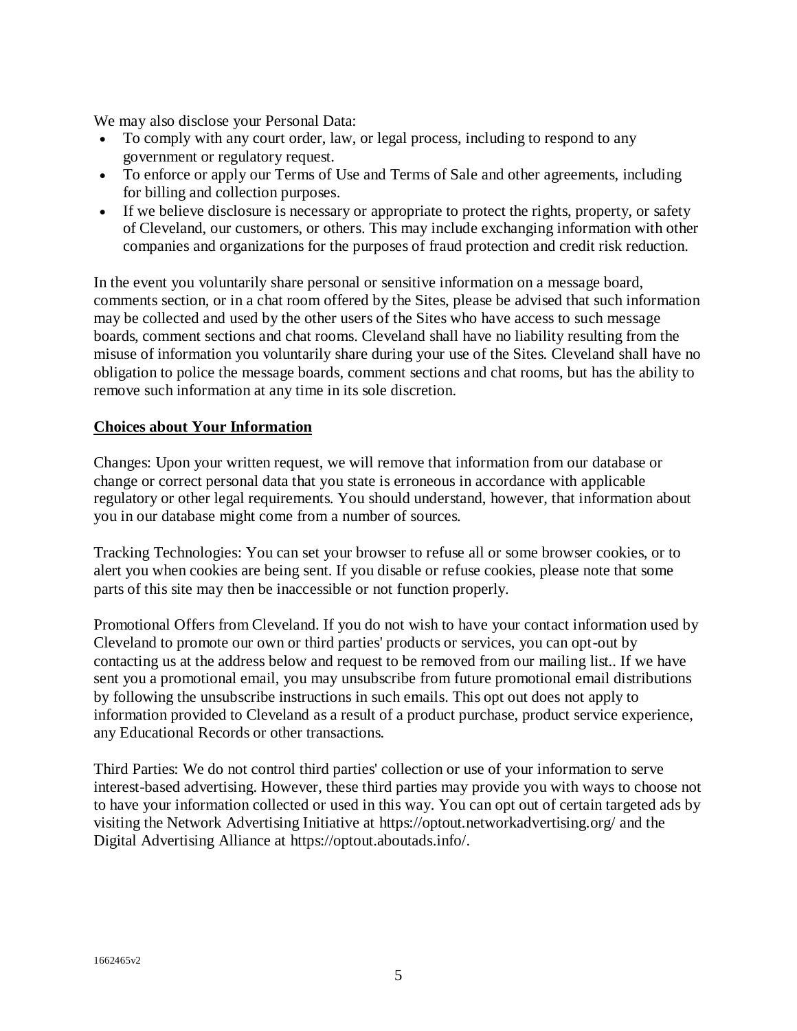We may also disclose your Personal Data:

- To comply with any court order, law, or legal process, including to respond to any government or regulatory request.
- To enforce or apply our Terms of Use and Terms of Sale and other agreements, including for billing and collection purposes.
- If we believe disclosure is necessary or appropriate to protect the rights, property, or safety of Cleveland, our customers, or others. This may include exchanging information with other companies and organizations for the purposes of fraud protection and credit risk reduction.

In the event you voluntarily share personal or sensitive information on a message board, comments section, or in a chat room offered by the Sites, please be advised that such information may be collected and used by the other users of the Sites who have access to such message boards, comment sections and chat rooms. Cleveland shall have no liability resulting from the misuse of information you voluntarily share during your use of the Sites. Cleveland shall have no obligation to police the message boards, comment sections and chat rooms, but has the ability to remove such information at any time in its sole discretion.

**Choices about Your Information**

Changes: Upon your written request, we will remove that information from our database or change or correct personal data that you state is erroneous in accordance with applicable regulatory or other legal requirements. You should understand, however, that information about you in our database might come from a number of sources.

Tracking Technologies: You can set your browser to refuse all or some browser cookies, or to alert you when cookies are being sent. If you disable or refuse cookies, please note that some parts of this site may then be inaccessible or not function properly.

Promotional Offers from Cleveland. If you do not wish to have your contact information used by Cleveland to promote our own or third parties' products or services, you can opt-out by contacting us at the address below and request to be removed from our mailing list.. If we have sent you a promotional email, you may unsubscribe from future promotional email distributions by following the unsubscribe instructions in such emails. This opt out does not apply to information provided to Cleveland as a result of a product purchase, product service experience, any Educational Records or other transactions.

Third Parties: We do not control third parties' collection or use of your information to serve interest-based advertising. However, these third parties may provide you with ways to choose not to have your information collected or used in this way. You can opt out of certain targeted ads by visiting the Network Advertising Initiative at https://optout.networkadvertising.org/ and the Digital Advertising Alliance at https://optout.aboutads.info/.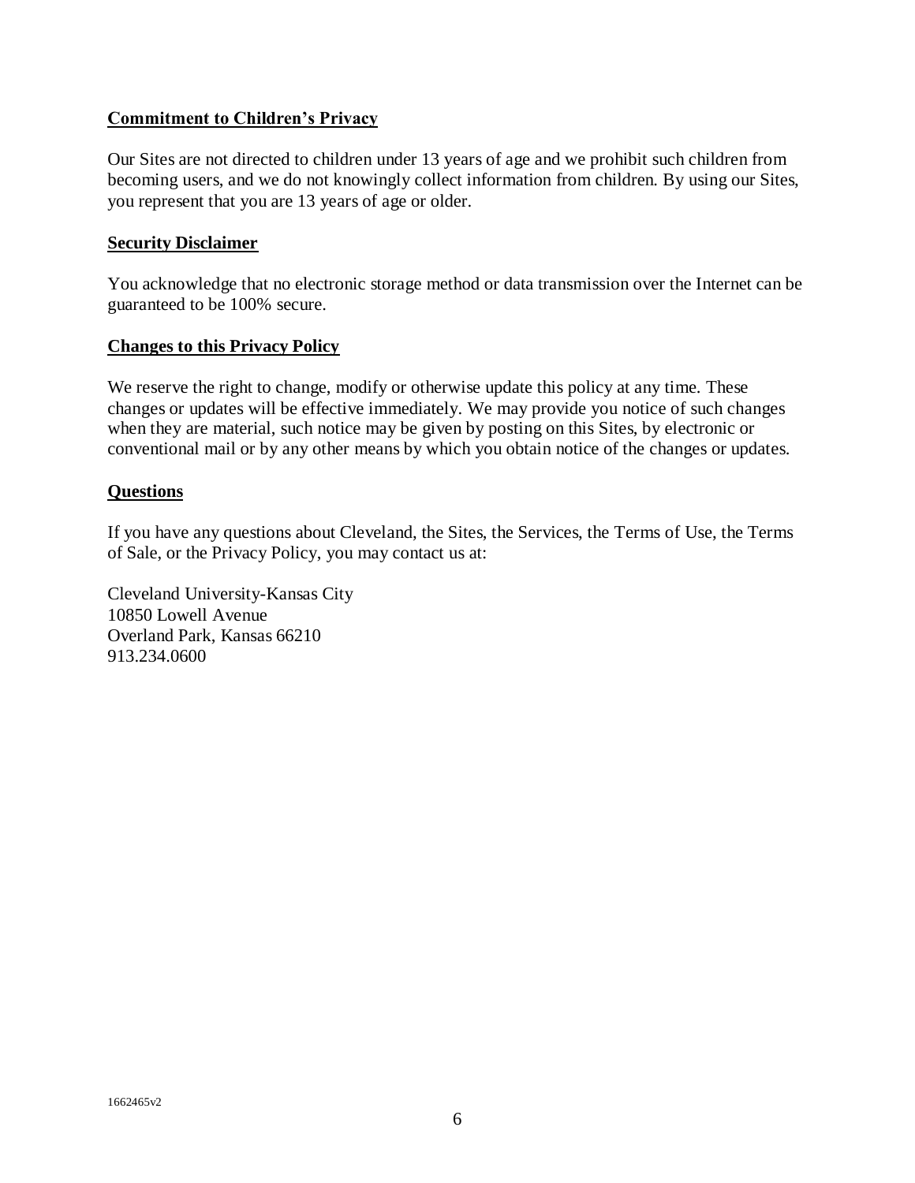**Commitment to Children's Privacy**

Our Sites are not directed to children under 13 years of age and we prohibit such children from becoming users, and we do not knowingly collect information from children. By using our Sites, you represent that you are 13 years of age or older.

**Security Disclaimer**

You acknowledge that no electronic storage method or data transmission over the Internet can be guaranteed to be 100% secure.

**Changes to this Privacy Policy**

We reserve the right to change, modify or otherwise update this policy at any time. These changes or updates will be effective immediately. We may provide you notice of such changes when they are material, such notice may be given by posting on this Sites, by electronic or conventional mail or by any other means by which you obtain notice of the changes or updates.

**Questions**

If you have any questions about Cleveland, the Sites, the Services, the Terms of Use, the Terms of Sale, or the Privacy Policy, you may contact us at:

Cleveland University-Kansas City
10850 Lowell Avenue
Overland Park, Kansas 66210
913.234.0600

1662465v2